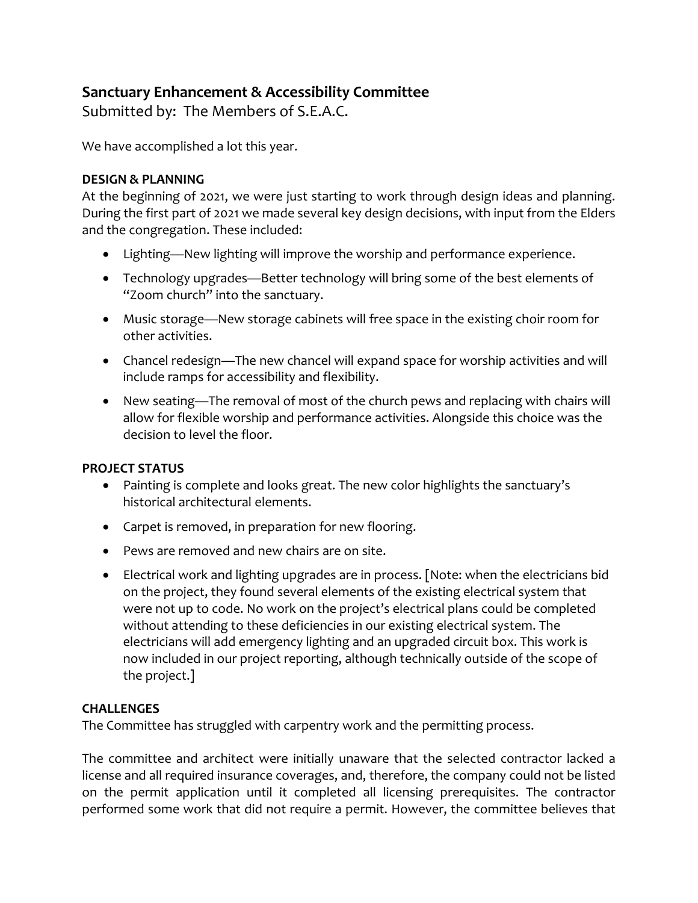# Sanctuary Enhancement & Accessibility Committee

Submitted by: The Members of S.E.A.C.

We have accomplished a lot this year.

**DESIGN & PLANNING**

At the beginning of 2021, we were just starting to work through design ideas and planning. During the first part of 2021 we made several key design decisions, with input from the Elders and the congregation. These included:

- Lighting—New lighting will improve the worship and performance experience.
- Technology upgrades—Better technology will bring some of the best elements of "Zoom church" into the sanctuary.
- Music storage—New storage cabinets will free space in the existing choir room for other activities.
- Chancel redesign—The new chancel will expand space for worship activities and will include ramps for accessibility and flexibility.
- New seating—The removal of most of the church pews and replacing with chairs will allow for flexible worship and performance activities. Alongside this choice was the decision to level the floor.

**PROJECT STATUS**

- Painting is complete and looks great. The new color highlights the sanctuary's historical architectural elements.
- Carpet is removed, in preparation for new flooring.
- Pews are removed and new chairs are on site.
- Electrical work and lighting upgrades are in process. [Note: when the electricians bid on the project, they found several elements of the existing electrical system that were not up to code. No work on the project's electrical plans could be completed without attending to these deficiencies in our existing electrical system. The electricians will add emergency lighting and an upgraded circuit box. This work is now included in our project reporting, although technically outside of the scope of the project.]

**CHALLENGES**

The Committee has struggled with carpentry work and the permitting process.

The committee and architect were initially unaware that the selected contractor lacked a license and all required insurance coverages, and, therefore, the company could not be listed on the permit application until it completed all licensing prerequisites. The contractor performed some work that did not require a permit. However, the committee believes that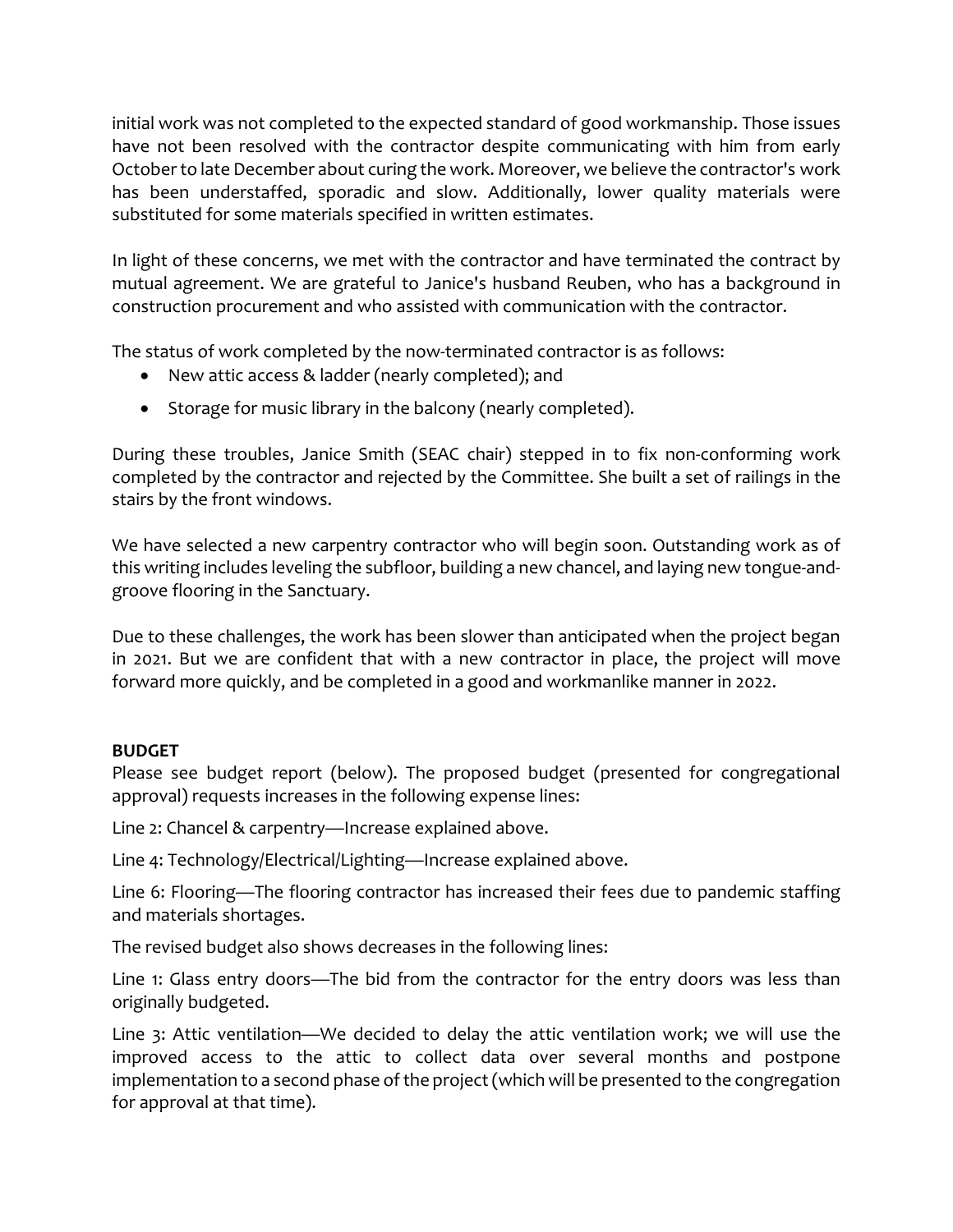initial work was not completed to the expected standard of good workmanship. Those issues have not been resolved with the contractor despite communicating with him from early October to late December about curing the work. Moreover, we believe the contractor's work has been understaffed, sporadic and slow. Additionally, lower quality materials were substituted for some materials specified in written estimates.

In light of these concerns, we met with the contractor and have terminated the contract by mutual agreement. We are grateful to Janice's husband Reuben, who has a background in construction procurement and who assisted with communication with the contractor.

The status of work completed by the now-terminated contractor is as follows:

- New attic access & ladder (nearly completed); and
- Storage for music library in the balcony (nearly completed).

During these troubles, Janice Smith (SEAC chair) stepped in to fix non-conforming work completed by the contractor and rejected by the Committee. She built a set of railings in the stairs by the front windows.

We have selected a new carpentry contractor who will begin soon. Outstanding work as of this writing includes leveling the subfloor, building a new chancel, and laying new tongue-and-groove flooring in the Sanctuary.

Due to these challenges, the work has been slower than anticipated when the project began in 2021. But we are confident that with a new contractor in place, the project will move forward more quickly, and be completed in a good and workmanlike manner in 2022.

**BUDGET**

Please see budget report (below). The proposed budget (presented for congregational approval) requests increases in the following expense lines:

Line 2: Chancel & carpentry—Increase explained above.

Line 4: Technology/Electrical/Lighting—Increase explained above.

Line 6: Flooring—The flooring contractor has increased their fees due to pandemic staffing and materials shortages.

The revised budget also shows decreases in the following lines:

Line 1: Glass entry doors—The bid from the contractor for the entry doors was less than originally budgeted.

Line 3: Attic ventilation—We decided to delay the attic ventilation work; we will use the improved access to the attic to collect data over several months and postpone implementation to a second phase of the project (which will be presented to the congregation for approval at that time).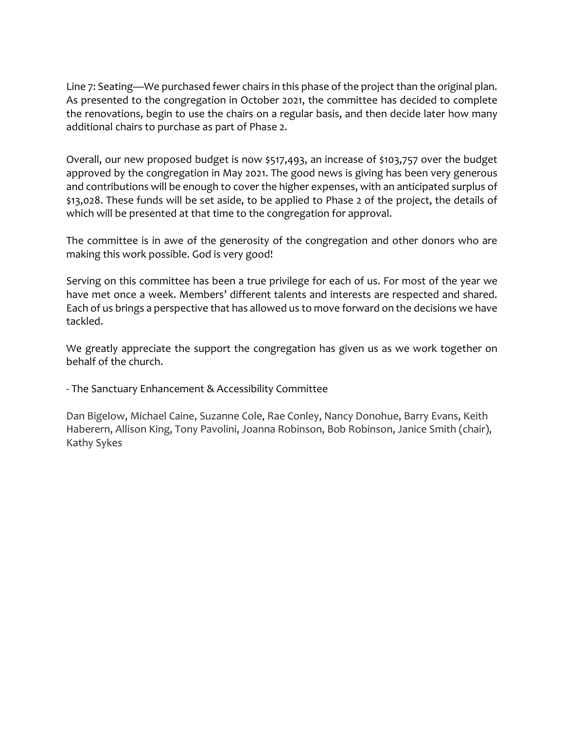Line 7: Seating—We purchased fewer chairs in this phase of the project than the original plan. As presented to the congregation in October 2021, the committee has decided to complete the renovations, begin to use the chairs on a regular basis, and then decide later how many additional chairs to purchase as part of Phase 2.

Overall, our new proposed budget is now $517,493, an increase of $103,757 over the budget approved by the congregation in May 2021. The good news is giving has been very generous and contributions will be enough to cover the higher expenses, with an anticipated surplus of $13,028. These funds will be set aside, to be applied to Phase 2 of the project, the details of which will be presented at that time to the congregation for approval.

The committee is in awe of the generosity of the congregation and other donors who are making this work possible. God is very good!

Serving on this committee has been a true privilege for each of us. For most of the year we have met once a week. Members' different talents and interests are respected and shared. Each of us brings a perspective that has allowed us to move forward on the decisions we have tackled.

We greatly appreciate the support the congregation has given us as we work together on behalf of the church.

- The Sanctuary Enhancement & Accessibility Committee

Dan Bigelow, Michael Caine, Suzanne Cole, Rae Conley, Nancy Donohue, Barry Evans, Keith Haberern, Allison King, Tony Pavolini, Joanna Robinson, Bob Robinson, Janice Smith (chair), Kathy Sykes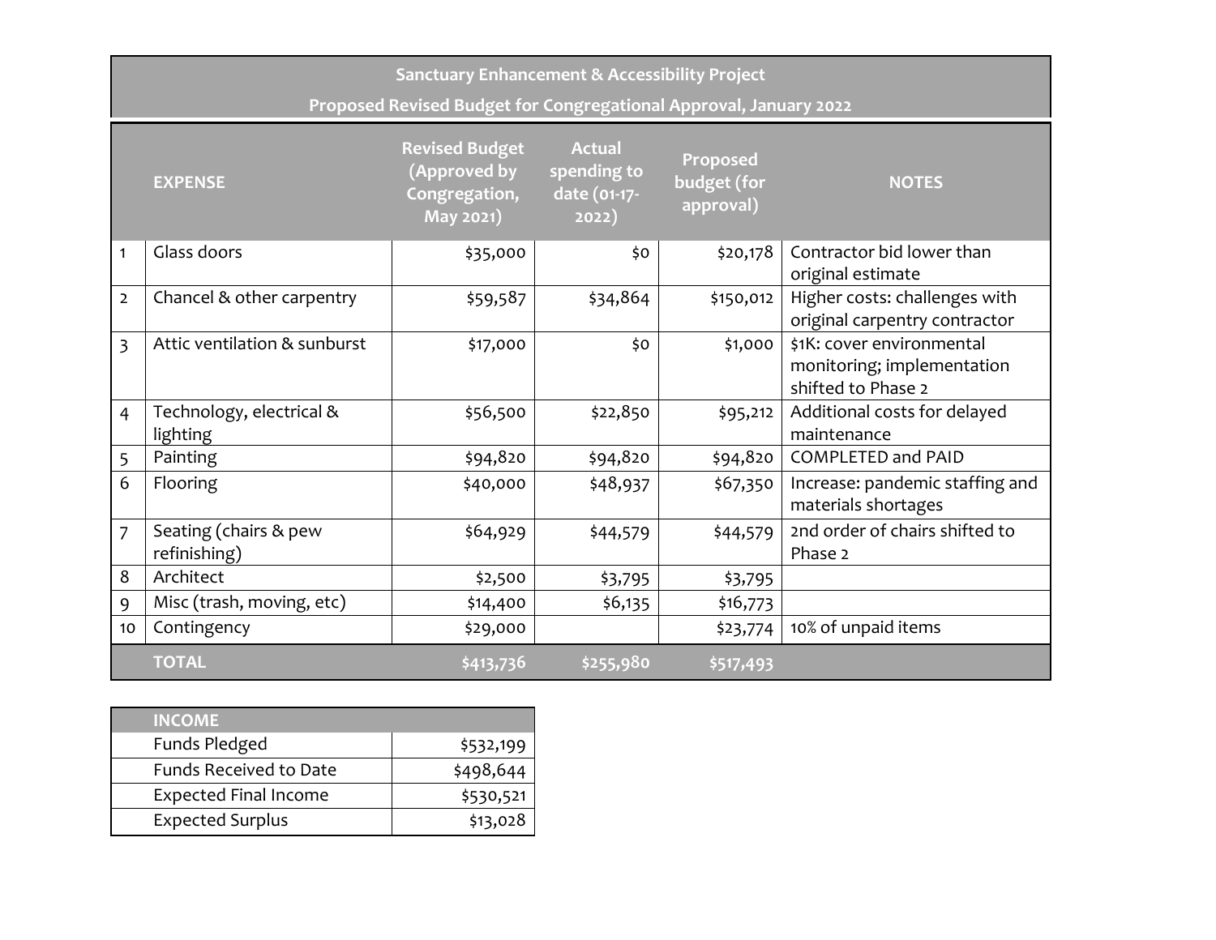## Sanctuary Enhancement & Accessibility Project

### Proposed Revised Budget for Congregational Approval, January 2022

| | EXPENSE | Revised Budget (Approved by Congregation, May 2021) | Actual spending to date (01-17-2022) | Proposed budget (for approval) | NOTES |
|---|---|---|---|---|---|
| 1 | Glass doors | $35,000 | $0 | $20,178 | Contractor bid lower than original estimate |
| 2 | Chancel & other carpentry | $59,587 | $34,864 | $150,012 | Higher costs: challenges with original carpentry contractor |
| 3 | Attic ventilation & sunburst | $17,000 | $0 | $1,000 | $1K: cover environmental monitoring; implementation shifted to Phase 2 |
| 4 | Technology, electrical & lighting | $56,500 | $22,850 | $95,212 | Additional costs for delayed maintenance |
| 5 | Painting | $94,820 | $94,820 | $94,820 | COMPLETED and PAID |
| 6 | Flooring | $40,000 | $48,937 | $67,350 | Increase: pandemic staffing and materials shortages |
| 7 | Seating (chairs & pew refinishing) | $64,929 | $44,579 | $44,579 | 2nd order of chairs shifted to Phase 2 |
| 8 | Architect | $2,500 | $3,795 | $3,795 | |
| 9 | Misc (trash, moving, etc) | $14,400 | $6,135 | $16,773 | |
| 10 | Contingency | $29,000 | | $23,774 | 10% of unpaid items |
| | **TOTAL** | **$413,736** | **$255,980** | **$517,493** | |

| INCOME | |
|---|---|
| Funds Pledged | $532,199 |
| Funds Received to Date | $498,644 |
| Expected Final Income | $530,521 |
| Expected Surplus | $13,028 |